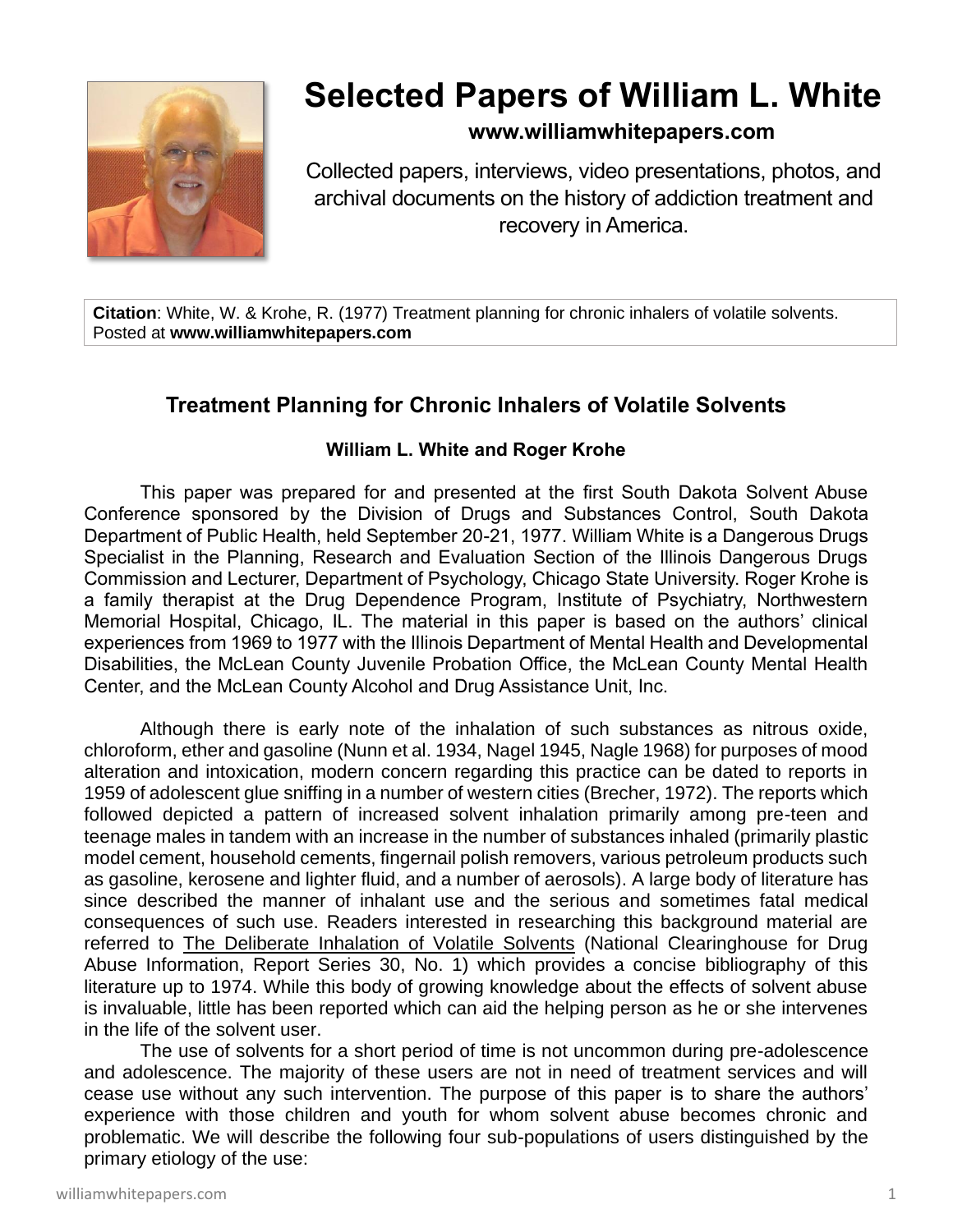# Selected Papers of William L. White

**www.williamwhitepapers.com**

Collected papers, interviews, video presentations, photos, and archival documents on the history of addiction treatment and recovery in America.

**Citation**: White, W. & Krohe, R. (1977) Treatment planning for chronic inhalers of volatile solvents. Posted at **www.williamwhitepapers.com**

## Treatment Planning for Chronic Inhalers of Volatile Solvents

**William L. White and Roger Krohe**

This paper was prepared for and presented at the first South Dakota Solvent Abuse Conference sponsored by the Division of Drugs and Substances Control, South Dakota Department of Public Health, held September 20-21, 1977. William White is a Dangerous Drugs Specialist in the Planning, Research and Evaluation Section of the Illinois Dangerous Drugs Commission and Lecturer, Department of Psychology, Chicago State University. Roger Krohe is a family therapist at the Drug Dependence Program, Institute of Psychiatry, Northwestern Memorial Hospital, Chicago, IL. The material in this paper is based on the authors' clinical experiences from 1969 to 1977 with the Illinois Department of Mental Health and Developmental Disabilities, the McLean County Juvenile Probation Office, the McLean County Mental Health Center, and the McLean County Alcohol and Drug Assistance Unit, Inc.

Although there is early note of the inhalation of such substances as nitrous oxide, chloroform, ether and gasoline (Nunn et al. 1934, Nagel 1945, Nagle 1968) for purposes of mood alteration and intoxication, modern concern regarding this practice can be dated to reports in 1959 of adolescent glue sniffing in a number of western cities (Brecher, 1972). The reports which followed depicted a pattern of increased solvent inhalation primarily among pre-teen and teenage males in tandem with an increase in the number of substances inhaled (primarily plastic model cement, household cements, fingernail polish removers, various petroleum products such as gasoline, kerosene and lighter fluid, and a number of aerosols). A large body of literature has since described the manner of inhalant use and the serious and sometimes fatal medical consequences of such use. Readers interested in researching this background material are referred to The Deliberate Inhalation of Volatile Solvents (National Clearinghouse for Drug Abuse Information, Report Series 30, No. 1) which provides a concise bibliography of this literature up to 1974. While this body of growing knowledge about the effects of solvent abuse is invaluable, little has been reported which can aid the helping person as he or she intervenes in the life of the solvent user.

The use of solvents for a short period of time is not uncommon during pre-adolescence and adolescence. The majority of these users are not in need of treatment services and will cease use without any such intervention. The purpose of this paper is to share the authors' experience with those children and youth for whom solvent abuse becomes chronic and problematic. We will describe the following four sub-populations of users distinguished by the primary etiology of the use: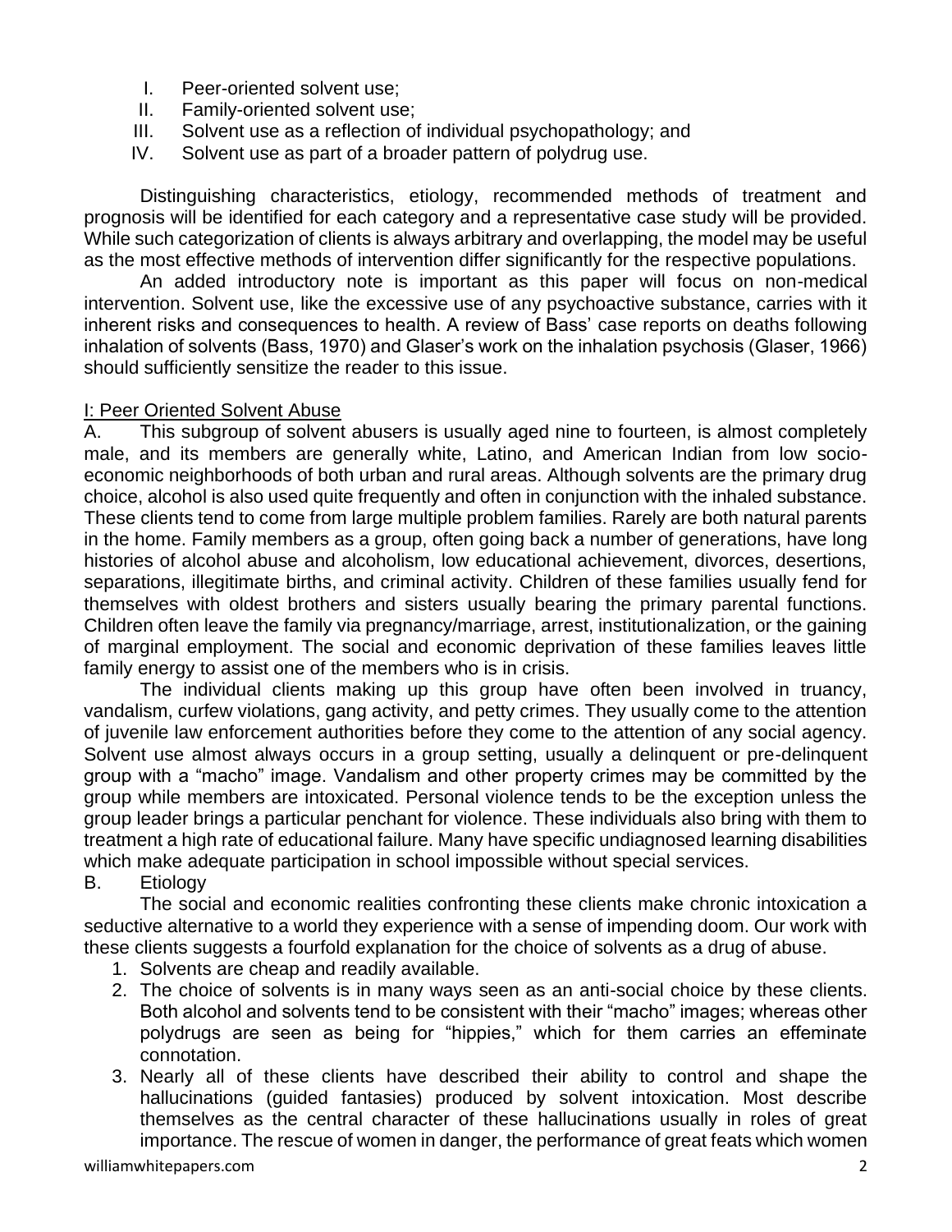I. Peer-oriented solvent use;
II. Family-oriented solvent use;
III. Solvent use as a reflection of individual psychopathology; and
IV. Solvent use as part of a broader pattern of polydrug use.

Distinguishing characteristics, etiology, recommended methods of treatment and prognosis will be identified for each category and a representative case study will be provided. While such categorization of clients is always arbitrary and overlapping, the model may be useful as the most effective methods of intervention differ significantly for the respective populations.

An added introductory note is important as this paper will focus on non-medical intervention. Solvent use, like the excessive use of any psychoactive substance, carries with it inherent risks and consequences to health. A review of Bass' case reports on deaths following inhalation of solvents (Bass, 1970) and Glaser's work on the inhalation psychosis (Glaser, 1966) should sufficiently sensitize the reader to this issue.

## I: Peer Oriented Solvent Abuse

A. This subgroup of solvent abusers is usually aged nine to fourteen, is almost completely male, and its members are generally white, Latino, and American Indian from low socio-economic neighborhoods of both urban and rural areas. Although solvents are the primary drug choice, alcohol is also used quite frequently and often in conjunction with the inhaled substance. These clients tend to come from large multiple problem families. Rarely are both natural parents in the home. Family members as a group, often going back a number of generations, have long histories of alcohol abuse and alcoholism, low educational achievement, divorces, desertions, separations, illegitimate births, and criminal activity. Children of these families usually fend for themselves with oldest brothers and sisters usually bearing the primary parental functions. Children often leave the family via pregnancy/marriage, arrest, institutionalization, or the gaining of marginal employment. The social and economic deprivation of these families leaves little family energy to assist one of the members who is in crisis.

The individual clients making up this group have often been involved in truancy, vandalism, curfew violations, gang activity, and petty crimes. They usually come to the attention of juvenile law enforcement authorities before they come to the attention of any social agency. Solvent use almost always occurs in a group setting, usually a delinquent or pre-delinquent group with a "macho" image. Vandalism and other property crimes may be committed by the group while members are intoxicated. Personal violence tends to be the exception unless the group leader brings a particular penchant for violence. These individuals also bring with them to treatment a high rate of educational failure. Many have specific undiagnosed learning disabilities which make adequate participation in school impossible without special services.

B. Etiology

The social and economic realities confronting these clients make chronic intoxication a seductive alternative to a world they experience with a sense of impending doom. Our work with these clients suggests a fourfold explanation for the choice of solvents as a drug of abuse.

1. Solvents are cheap and readily available.
2. The choice of solvents is in many ways seen as an anti-social choice by these clients. Both alcohol and solvents tend to be consistent with their "macho" images; whereas other polydrugs are seen as being for "hippies," which for them carries an effeminate connotation.
3. Nearly all of these clients have described their ability to control and shape the hallucinations (guided fantasies) produced by solvent intoxication. Most describe themselves as the central character of these hallucinations usually in roles of great importance. The rescue of women in danger, the performance of great feats which women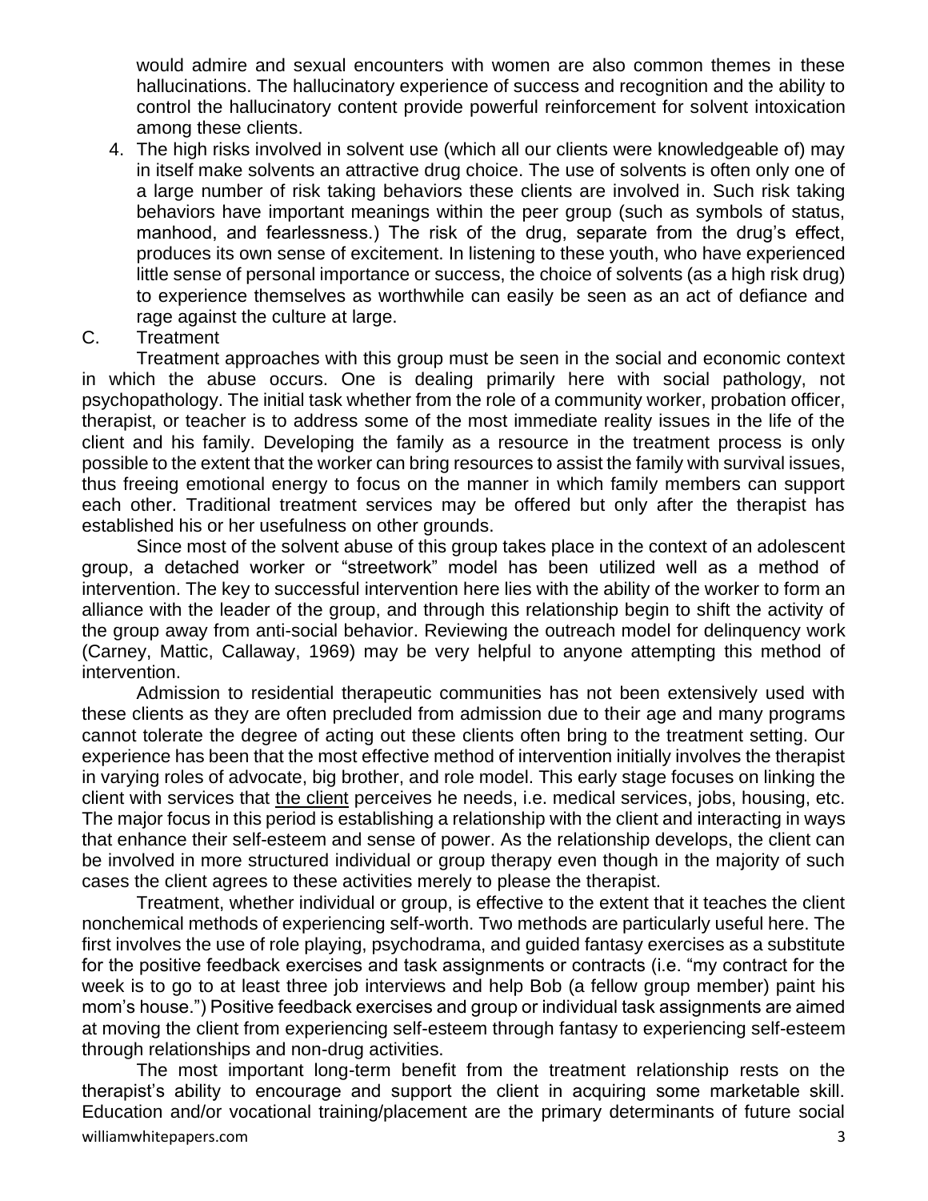would admire and sexual encounters with women are also common themes in these hallucinations. The hallucinatory experience of success and recognition and the ability to control the hallucinatory content provide powerful reinforcement for solvent intoxication among these clients.

4. The high risks involved in solvent use (which all our clients were knowledgeable of) may in itself make solvents an attractive drug choice. The use of solvents is often only one of a large number of risk taking behaviors these clients are involved in. Such risk taking behaviors have important meanings within the peer group (such as symbols of status, manhood, and fearlessness.) The risk of the drug, separate from the drug's effect, produces its own sense of excitement. In listening to these youth, who have experienced little sense of personal importance or success, the choice of solvents (as a high risk drug) to experience themselves as worthwhile can easily be seen as an act of defiance and rage against the culture at large.

C. Treatment

Treatment approaches with this group must be seen in the social and economic context in which the abuse occurs. One is dealing primarily here with social pathology, not psychopathology. The initial task whether from the role of a community worker, probation officer, therapist, or teacher is to address some of the most immediate reality issues in the life of the client and his family. Developing the family as a resource in the treatment process is only possible to the extent that the worker can bring resources to assist the family with survival issues, thus freeing emotional energy to focus on the manner in which family members can support each other. Traditional treatment services may be offered but only after the therapist has established his or her usefulness on other grounds.

Since most of the solvent abuse of this group takes place in the context of an adolescent group, a detached worker or "streetwork" model has been utilized well as a method of intervention. The key to successful intervention here lies with the ability of the worker to form an alliance with the leader of the group, and through this relationship begin to shift the activity of the group away from anti-social behavior. Reviewing the outreach model for delinquency work (Carney, Mattic, Callaway, 1969) may be very helpful to anyone attempting this method of intervention.

Admission to residential therapeutic communities has not been extensively used with these clients as they are often precluded from admission due to their age and many programs cannot tolerate the degree of acting out these clients often bring to the treatment setting. Our experience has been that the most effective method of intervention initially involves the therapist in varying roles of advocate, big brother, and role model. This early stage focuses on linking the client with services that <u>the client</u> perceives he needs, i.e. medical services, jobs, housing, etc. The major focus in this period is establishing a relationship with the client and interacting in ways that enhance their self-esteem and sense of power. As the relationship develops, the client can be involved in more structured individual or group therapy even though in the majority of such cases the client agrees to these activities merely to please the therapist.

Treatment, whether individual or group, is effective to the extent that it teaches the client nonchemical methods of experiencing self-worth. Two methods are particularly useful here. The first involves the use of role playing, psychodrama, and guided fantasy exercises as a substitute for the positive feedback exercises and task assignments or contracts (i.e. "my contract for the week is to go to at least three job interviews and help Bob (a fellow group member) paint his mom's house.") Positive feedback exercises and group or individual task assignments are aimed at moving the client from experiencing self-esteem through fantasy to experiencing self-esteem through relationships and non-drug activities.

The most important long-term benefit from the treatment relationship rests on the therapist's ability to encourage and support the client in acquiring some marketable skill. Education and/or vocational training/placement are the primary determinants of future social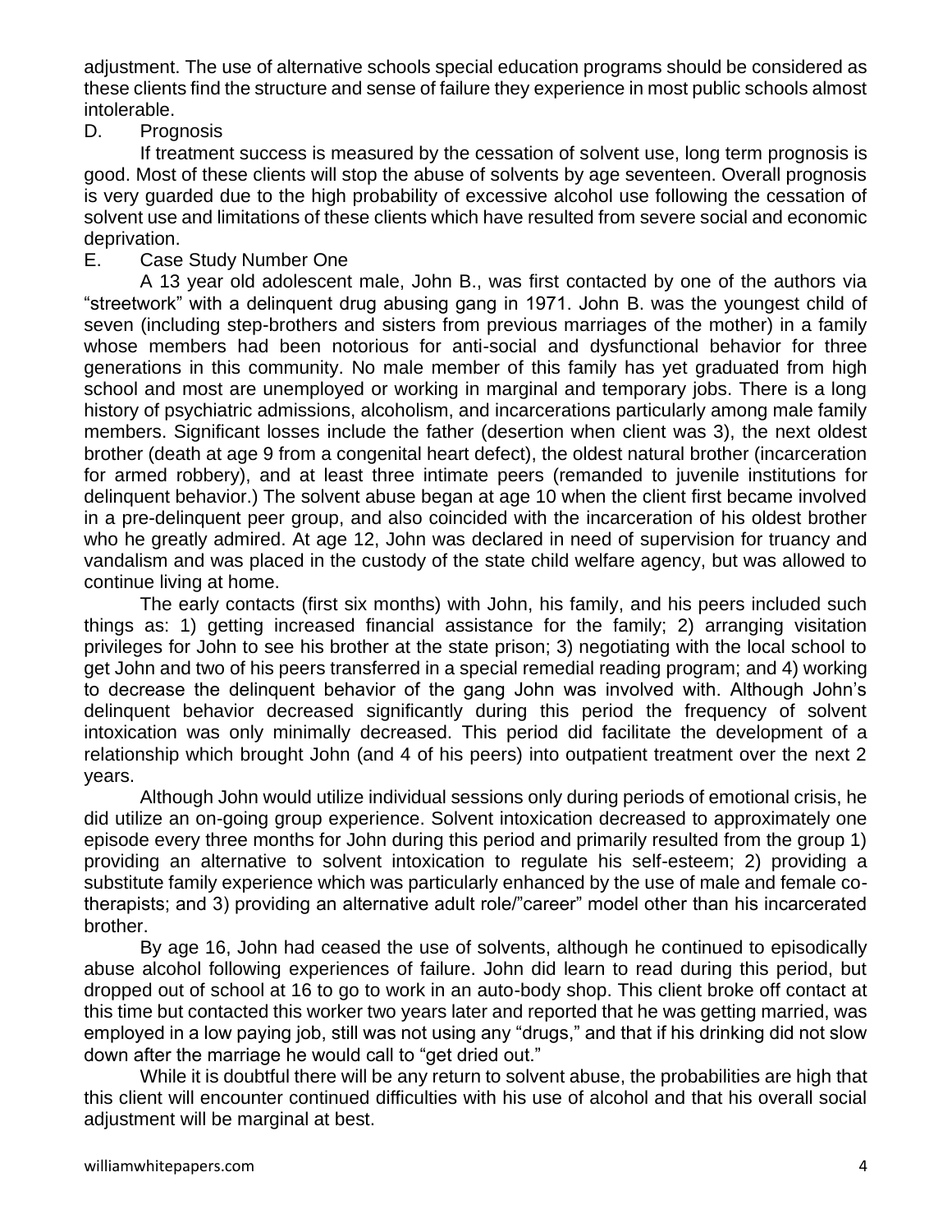adjustment. The use of alternative schools special education programs should be considered as these clients find the structure and sense of failure they experience in most public schools almost intolerable.

D. Prognosis

If treatment success is measured by the cessation of solvent use, long term prognosis is good. Most of these clients will stop the abuse of solvents by age seventeen. Overall prognosis is very guarded due to the high probability of excessive alcohol use following the cessation of solvent use and limitations of these clients which have resulted from severe social and economic deprivation.

E. Case Study Number One

A 13 year old adolescent male, John B., was first contacted by one of the authors via "streetwork" with a delinquent drug abusing gang in 1971. John B. was the youngest child of seven (including step-brothers and sisters from previous marriages of the mother) in a family whose members had been notorious for anti-social and dysfunctional behavior for three generations in this community. No male member of this family has yet graduated from high school and most are unemployed or working in marginal and temporary jobs. There is a long history of psychiatric admissions, alcoholism, and incarcerations particularly among male family members. Significant losses include the father (desertion when client was 3), the next oldest brother (death at age 9 from a congenital heart defect), the oldest natural brother (incarceration for armed robbery), and at least three intimate peers (remanded to juvenile institutions for delinquent behavior.) The solvent abuse began at age 10 when the client first became involved in a pre-delinquent peer group, and also coincided with the incarceration of his oldest brother who he greatly admired. At age 12, John was declared in need of supervision for truancy and vandalism and was placed in the custody of the state child welfare agency, but was allowed to continue living at home.

The early contacts (first six months) with John, his family, and his peers included such things as: 1) getting increased financial assistance for the family; 2) arranging visitation privileges for John to see his brother at the state prison; 3) negotiating with the local school to get John and two of his peers transferred in a special remedial reading program; and 4) working to decrease the delinquent behavior of the gang John was involved with. Although John's delinquent behavior decreased significantly during this period the frequency of solvent intoxication was only minimally decreased. This period did facilitate the development of a relationship which brought John (and 4 of his peers) into outpatient treatment over the next 2 years.

Although John would utilize individual sessions only during periods of emotional crisis, he did utilize an on-going group experience. Solvent intoxication decreased to approximately one episode every three months for John during this period and primarily resulted from the group 1) providing an alternative to solvent intoxication to regulate his self-esteem; 2) providing a substitute family experience which was particularly enhanced by the use of male and female co-therapists; and 3) providing an alternative adult role/"career" model other than his incarcerated brother.

By age 16, John had ceased the use of solvents, although he continued to episodically abuse alcohol following experiences of failure. John did learn to read during this period, but dropped out of school at 16 to go to work in an auto-body shop. This client broke off contact at this time but contacted this worker two years later and reported that he was getting married, was employed in a low paying job, still was not using any "drugs," and that if his drinking did not slow down after the marriage he would call to "get dried out."

While it is doubtful there will be any return to solvent abuse, the probabilities are high that this client will encounter continued difficulties with his use of alcohol and that his overall social adjustment will be marginal at best.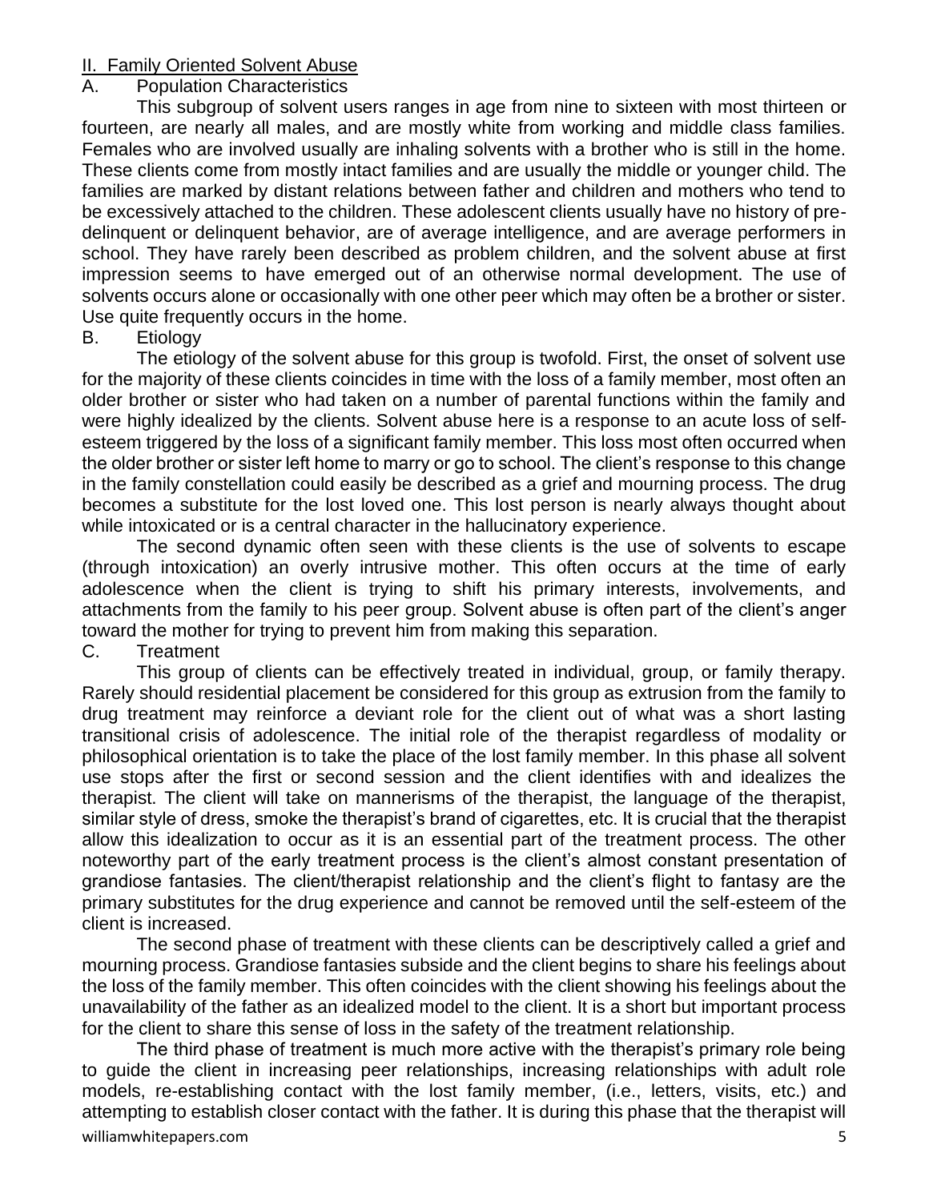## II. Family Oriented Solvent Abuse

### A. Population Characteristics

This subgroup of solvent users ranges in age from nine to sixteen with most thirteen or fourteen, are nearly all males, and are mostly white from working and middle class families. Females who are involved usually are inhaling solvents with a brother who is still in the home. These clients come from mostly intact families and are usually the middle or younger child. The families are marked by distant relations between father and children and mothers who tend to be excessively attached to the children. These adolescent clients usually have no history of pre-delinquent or delinquent behavior, are of average intelligence, and are average performers in school. They have rarely been described as problem children, and the solvent abuse at first impression seems to have emerged out of an otherwise normal development. The use of solvents occurs alone or occasionally with one other peer which may often be a brother or sister. Use quite frequently occurs in the home.

### B. Etiology

The etiology of the solvent abuse for this group is twofold. First, the onset of solvent use for the majority of these clients coincides in time with the loss of a family member, most often an older brother or sister who had taken on a number of parental functions within the family and were highly idealized by the clients. Solvent abuse here is a response to an acute loss of self-esteem triggered by the loss of a significant family member. This loss most often occurred when the older brother or sister left home to marry or go to school. The client's response to this change in the family constellation could easily be described as a grief and mourning process. The drug becomes a substitute for the lost loved one. This lost person is nearly always thought about while intoxicated or is a central character in the hallucinatory experience.

The second dynamic often seen with these clients is the use of solvents to escape (through intoxication) an overly intrusive mother. This often occurs at the time of early adolescence when the client is trying to shift his primary interests, involvements, and attachments from the family to his peer group. Solvent abuse is often part of the client's anger toward the mother for trying to prevent him from making this separation.

### C. Treatment

This group of clients can be effectively treated in individual, group, or family therapy. Rarely should residential placement be considered for this group as extrusion from the family to drug treatment may reinforce a deviant role for the client out of what was a short lasting transitional crisis of adolescence. The initial role of the therapist regardless of modality or philosophical orientation is to take the place of the lost family member. In this phase all solvent use stops after the first or second session and the client identifies with and idealizes the therapist. The client will take on mannerisms of the therapist, the language of the therapist, similar style of dress, smoke the therapist's brand of cigarettes, etc. It is crucial that the therapist allow this idealization to occur as it is an essential part of the treatment process. The other noteworthy part of the early treatment process is the client's almost constant presentation of grandiose fantasies. The client/therapist relationship and the client's flight to fantasy are the primary substitutes for the drug experience and cannot be removed until the self-esteem of the client is increased.

The second phase of treatment with these clients can be descriptively called a grief and mourning process. Grandiose fantasies subside and the client begins to share his feelings about the loss of the family member. This often coincides with the client showing his feelings about the unavailability of the father as an idealized model to the client. It is a short but important process for the client to share this sense of loss in the safety of the treatment relationship.

The third phase of treatment is much more active with the therapist's primary role being to guide the client in increasing peer relationships, increasing relationships with adult role models, re-establishing contact with the lost family member, (i.e., letters, visits, etc.) and attempting to establish closer contact with the father. It is during this phase that the therapist will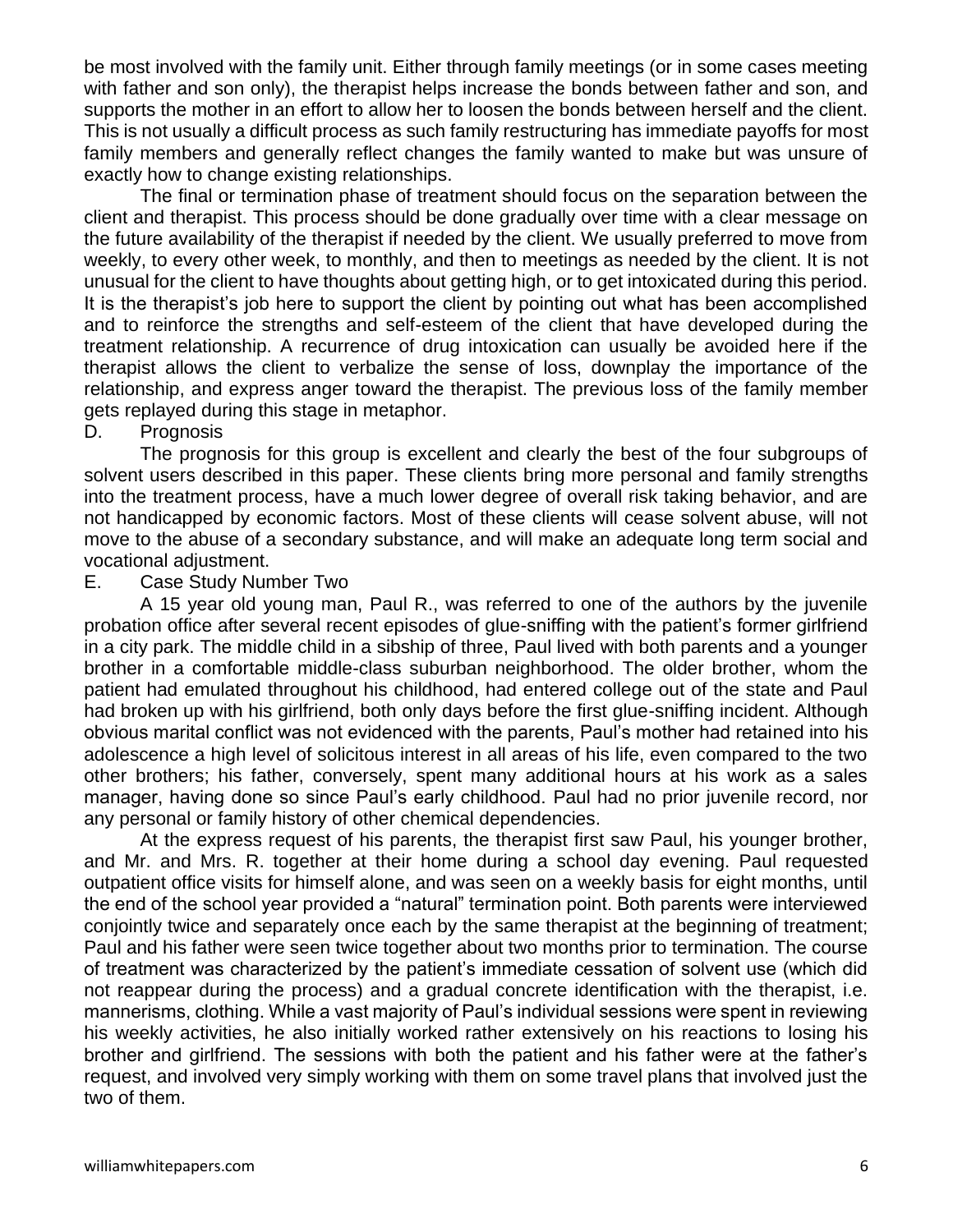be most involved with the family unit. Either through family meetings (or in some cases meeting with father and son only), the therapist helps increase the bonds between father and son, and supports the mother in an effort to allow her to loosen the bonds between herself and the client. This is not usually a difficult process as such family restructuring has immediate payoffs for most family members and generally reflect changes the family wanted to make but was unsure of exactly how to change existing relationships.

The final or termination phase of treatment should focus on the separation between the client and therapist. This process should be done gradually over time with a clear message on the future availability of the therapist if needed by the client. We usually preferred to move from weekly, to every other week, to monthly, and then to meetings as needed by the client. It is not unusual for the client to have thoughts about getting high, or to get intoxicated during this period. It is the therapist's job here to support the client by pointing out what has been accomplished and to reinforce the strengths and self-esteem of the client that have developed during the treatment relationship. A recurrence of drug intoxication can usually be avoided here if the therapist allows the client to verbalize the sense of loss, downplay the importance of the relationship, and express anger toward the therapist. The previous loss of the family member gets replayed during this stage in metaphor.

D. Prognosis

The prognosis for this group is excellent and clearly the best of the four subgroups of solvent users described in this paper. These clients bring more personal and family strengths into the treatment process, have a much lower degree of overall risk taking behavior, and are not handicapped by economic factors. Most of these clients will cease solvent abuse, will not move to the abuse of a secondary substance, and will make an adequate long term social and vocational adjustment.

E. Case Study Number Two

A 15 year old young man, Paul R., was referred to one of the authors by the juvenile probation office after several recent episodes of glue-sniffing with the patient's former girlfriend in a city park. The middle child in a sibship of three, Paul lived with both parents and a younger brother in a comfortable middle-class suburban neighborhood. The older brother, whom the patient had emulated throughout his childhood, had entered college out of the state and Paul had broken up with his girlfriend, both only days before the first glue-sniffing incident. Although obvious marital conflict was not evidenced with the parents, Paul's mother had retained into his adolescence a high level of solicitous interest in all areas of his life, even compared to the two other brothers; his father, conversely, spent many additional hours at his work as a sales manager, having done so since Paul's early childhood. Paul had no prior juvenile record, nor any personal or family history of other chemical dependencies.

At the express request of his parents, the therapist first saw Paul, his younger brother, and Mr. and Mrs. R. together at their home during a school day evening. Paul requested outpatient office visits for himself alone, and was seen on a weekly basis for eight months, until the end of the school year provided a "natural" termination point. Both parents were interviewed conjointly twice and separately once each by the same therapist at the beginning of treatment; Paul and his father were seen twice together about two months prior to termination. The course of treatment was characterized by the patient's immediate cessation of solvent use (which did not reappear during the process) and a gradual concrete identification with the therapist, i.e. mannerisms, clothing. While a vast majority of Paul's individual sessions were spent in reviewing his weekly activities, he also initially worked rather extensively on his reactions to losing his brother and girlfriend. The sessions with both the patient and his father were at the father's request, and involved very simply working with them on some travel plans that involved just the two of them.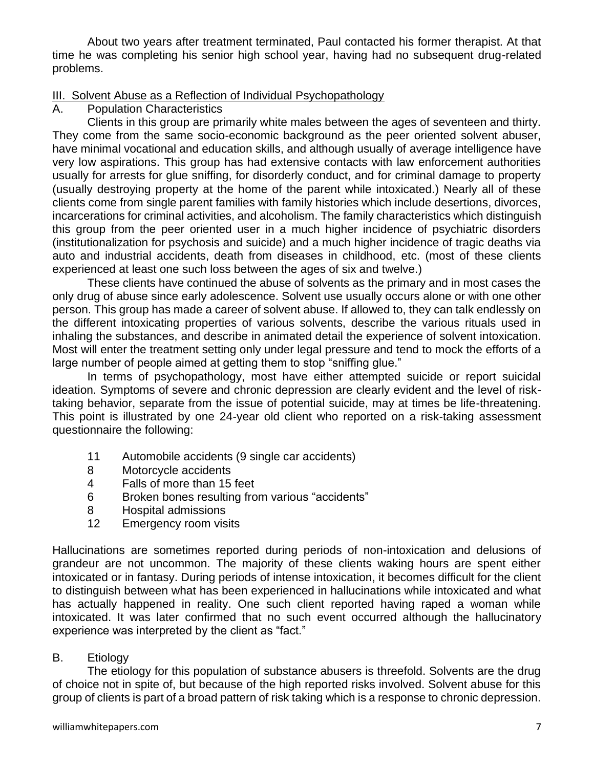About two years after treatment terminated, Paul contacted his former therapist. At that time he was completing his senior high school year, having had no subsequent drug-related problems.

## III. Solvent Abuse as a Reflection of Individual Psychopathology

### A. Population Characteristics

Clients in this group are primarily white males between the ages of seventeen and thirty. They come from the same socio-economic background as the peer oriented solvent abuser, have minimal vocational and education skills, and although usually of average intelligence have very low aspirations. This group has had extensive contacts with law enforcement authorities usually for arrests for glue sniffing, for disorderly conduct, and for criminal damage to property (usually destroying property at the home of the parent while intoxicated.) Nearly all of these clients come from single parent families with family histories which include desertions, divorces, incarcerations for criminal activities, and alcoholism. The family characteristics which distinguish this group from the peer oriented user in a much higher incidence of psychiatric disorders (institutionalization for psychosis and suicide) and a much higher incidence of tragic deaths via auto and industrial accidents, death from diseases in childhood, etc. (most of these clients experienced at least one such loss between the ages of six and twelve.)

These clients have continued the abuse of solvents as the primary and in most cases the only drug of abuse since early adolescence. Solvent use usually occurs alone or with one other person. This group has made a career of solvent abuse. If allowed to, they can talk endlessly on the different intoxicating properties of various solvents, describe the various rituals used in inhaling the substances, and describe in animated detail the experience of solvent intoxication. Most will enter the treatment setting only under legal pressure and tend to mock the efforts of a large number of people aimed at getting them to stop "sniffing glue."

In terms of psychopathology, most have either attempted suicide or report suicidal ideation. Symptoms of severe and chronic depression are clearly evident and the level of risk-taking behavior, separate from the issue of potential suicide, may at times be life-threatening. This point is illustrated by one 24-year old client who reported on a risk-taking assessment questionnaire the following:

- 11 Automobile accidents (9 single car accidents)
- 8 Motorcycle accidents
- 4 Falls of more than 15 feet
- 6 Broken bones resulting from various "accidents"
- 8 Hospital admissions
- 12 Emergency room visits

Hallucinations are sometimes reported during periods of non-intoxication and delusions of grandeur are not uncommon. The majority of these clients waking hours are spent either intoxicated or in fantasy. During periods of intense intoxication, it becomes difficult for the client to distinguish between what has been experienced in hallucinations while intoxicated and what has actually happened in reality. One such client reported having raped a woman while intoxicated. It was later confirmed that no such event occurred although the hallucinatory experience was interpreted by the client as "fact."

### B. Etiology

The etiology for this population of substance abusers is threefold. Solvents are the drug of choice not in spite of, but because of the high reported risks involved. Solvent abuse for this group of clients is part of a broad pattern of risk taking which is a response to chronic depression.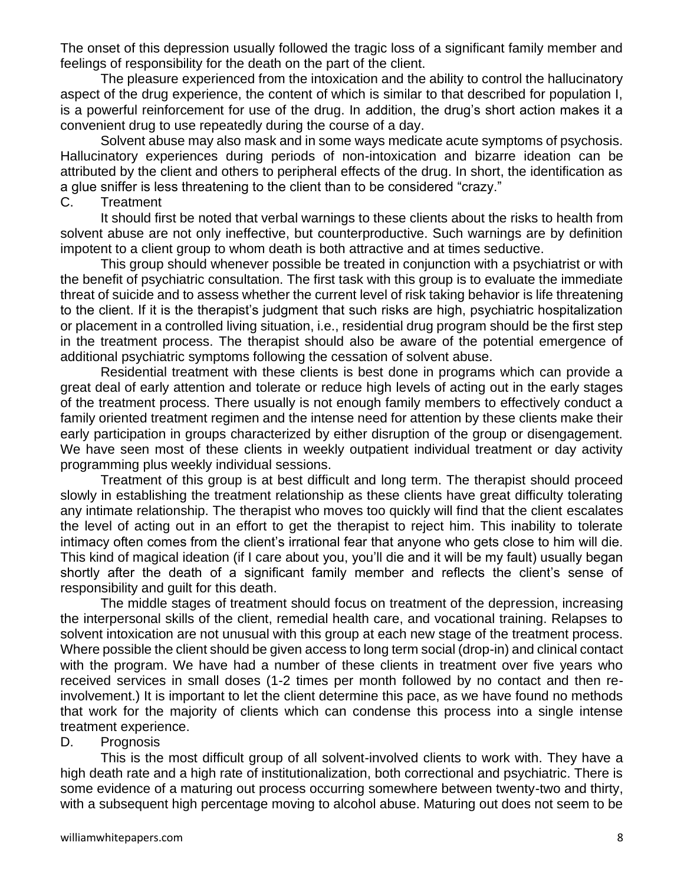The onset of this depression usually followed the tragic loss of a significant family member and feelings of responsibility for the death on the part of the client.

The pleasure experienced from the intoxication and the ability to control the hallucinatory aspect of the drug experience, the content of which is similar to that described for population I, is a powerful reinforcement for use of the drug. In addition, the drug's short action makes it a convenient drug to use repeatedly during the course of a day.

Solvent abuse may also mask and in some ways medicate acute symptoms of psychosis. Hallucinatory experiences during periods of non-intoxication and bizarre ideation can be attributed by the client and others to peripheral effects of the drug. In short, the identification as a glue sniffer is less threatening to the client than to be considered "crazy."

C. Treatment

It should first be noted that verbal warnings to these clients about the risks to health from solvent abuse are not only ineffective, but counterproductive. Such warnings are by definition impotent to a client group to whom death is both attractive and at times seductive.

This group should whenever possible be treated in conjunction with a psychiatrist or with the benefit of psychiatric consultation. The first task with this group is to evaluate the immediate threat of suicide and to assess whether the current level of risk taking behavior is life threatening to the client. If it is the therapist's judgment that such risks are high, psychiatric hospitalization or placement in a controlled living situation, i.e., residential drug program should be the first step in the treatment process. The therapist should also be aware of the potential emergence of additional psychiatric symptoms following the cessation of solvent abuse.

Residential treatment with these clients is best done in programs which can provide a great deal of early attention and tolerate or reduce high levels of acting out in the early stages of the treatment process. There usually is not enough family members to effectively conduct a family oriented treatment regimen and the intense need for attention by these clients make their early participation in groups characterized by either disruption of the group or disengagement. We have seen most of these clients in weekly outpatient individual treatment or day activity programming plus weekly individual sessions.

Treatment of this group is at best difficult and long term. The therapist should proceed slowly in establishing the treatment relationship as these clients have great difficulty tolerating any intimate relationship. The therapist who moves too quickly will find that the client escalates the level of acting out in an effort to get the therapist to reject him. This inability to tolerate intimacy often comes from the client's irrational fear that anyone who gets close to him will die. This kind of magical ideation (if I care about you, you'll die and it will be my fault) usually began shortly after the death of a significant family member and reflects the client's sense of responsibility and guilt for this death.

The middle stages of treatment should focus on treatment of the depression, increasing the interpersonal skills of the client, remedial health care, and vocational training. Relapses to solvent intoxication are not unusual with this group at each new stage of the treatment process. Where possible the client should be given access to long term social (drop-in) and clinical contact with the program. We have had a number of these clients in treatment over five years who received services in small doses (1-2 times per month followed by no contact and then re-involvement.) It is important to let the client determine this pace, as we have found no methods that work for the majority of clients which can condense this process into a single intense treatment experience.

D. Prognosis

This is the most difficult group of all solvent-involved clients to work with. They have a high death rate and a high rate of institutionalization, both correctional and psychiatric. There is some evidence of a maturing out process occurring somewhere between twenty-two and thirty, with a subsequent high percentage moving to alcohol abuse. Maturing out does not seem to be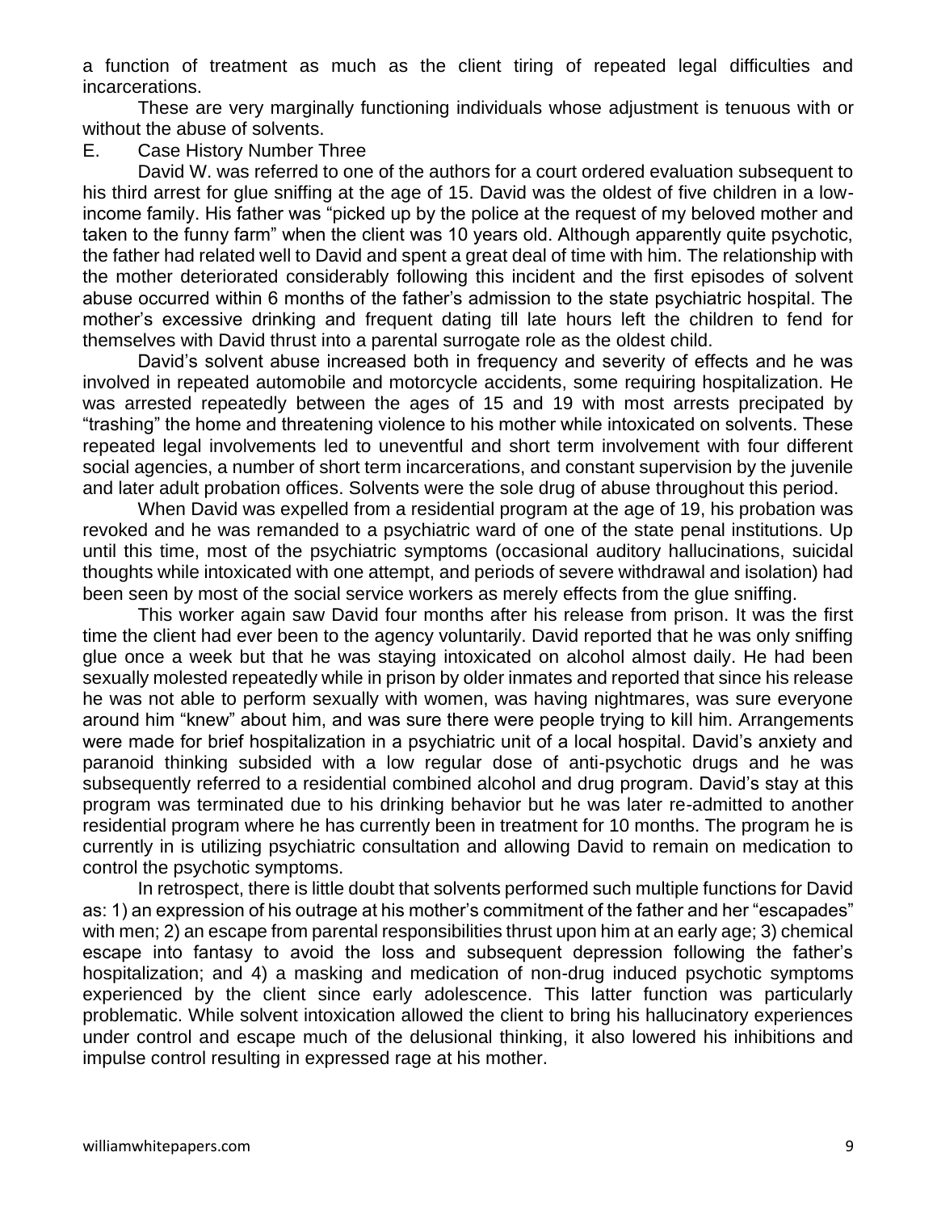a function of treatment as much as the client tiring of repeated legal difficulties and incarcerations.

These are very marginally functioning individuals whose adjustment is tenuous with or without the abuse of solvents.

E. Case History Number Three

David W. was referred to one of the authors for a court ordered evaluation subsequent to his third arrest for glue sniffing at the age of 15. David was the oldest of five children in a low-income family. His father was "picked up by the police at the request of my beloved mother and taken to the funny farm" when the client was 10 years old. Although apparently quite psychotic, the father had related well to David and spent a great deal of time with him. The relationship with the mother deteriorated considerably following this incident and the first episodes of solvent abuse occurred within 6 months of the father's admission to the state psychiatric hospital. The mother's excessive drinking and frequent dating till late hours left the children to fend for themselves with David thrust into a parental surrogate role as the oldest child.

David's solvent abuse increased both in frequency and severity of effects and he was involved in repeated automobile and motorcycle accidents, some requiring hospitalization. He was arrested repeatedly between the ages of 15 and 19 with most arrests precipated by "trashing" the home and threatening violence to his mother while intoxicated on solvents. These repeated legal involvements led to uneventful and short term involvement with four different social agencies, a number of short term incarcerations, and constant supervision by the juvenile and later adult probation offices. Solvents were the sole drug of abuse throughout this period.

When David was expelled from a residential program at the age of 19, his probation was revoked and he was remanded to a psychiatric ward of one of the state penal institutions. Up until this time, most of the psychiatric symptoms (occasional auditory hallucinations, suicidal thoughts while intoxicated with one attempt, and periods of severe withdrawal and isolation) had been seen by most of the social service workers as merely effects from the glue sniffing.

This worker again saw David four months after his release from prison. It was the first time the client had ever been to the agency voluntarily. David reported that he was only sniffing glue once a week but that he was staying intoxicated on alcohol almost daily. He had been sexually molested repeatedly while in prison by older inmates and reported that since his release he was not able to perform sexually with women, was having nightmares, was sure everyone around him "knew" about him, and was sure there were people trying to kill him. Arrangements were made for brief hospitalization in a psychiatric unit of a local hospital. David's anxiety and paranoid thinking subsided with a low regular dose of anti-psychotic drugs and he was subsequently referred to a residential combined alcohol and drug program. David's stay at this program was terminated due to his drinking behavior but he was later re-admitted to another residential program where he has currently been in treatment for 10 months. The program he is currently in is utilizing psychiatric consultation and allowing David to remain on medication to control the psychotic symptoms.

In retrospect, there is little doubt that solvents performed such multiple functions for David as: 1) an expression of his outrage at his mother's commitment of the father and her "escapades" with men; 2) an escape from parental responsibilities thrust upon him at an early age; 3) chemical escape into fantasy to avoid the loss and subsequent depression following the father's hospitalization; and 4) a masking and medication of non-drug induced psychotic symptoms experienced by the client since early adolescence. This latter function was particularly problematic. While solvent intoxication allowed the client to bring his hallucinatory experiences under control and escape much of the delusional thinking, it also lowered his inhibitions and impulse control resulting in expressed rage at his mother.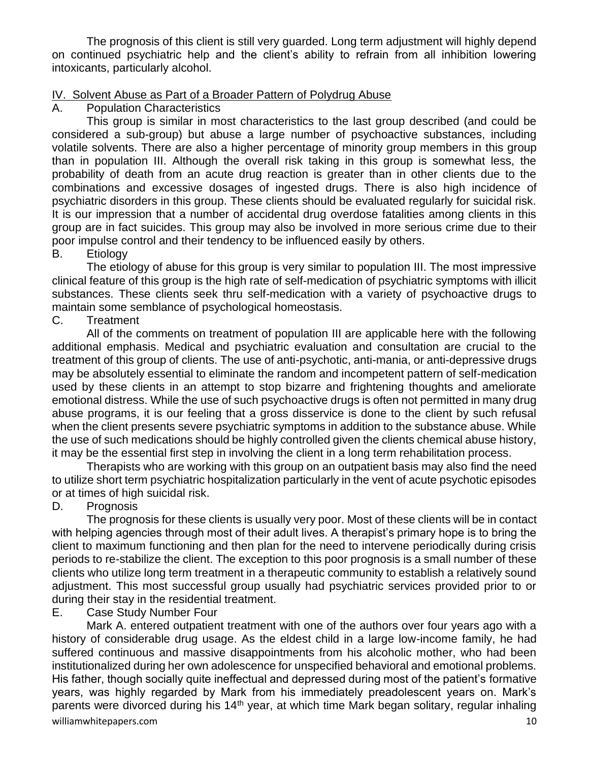The prognosis of this client is still very guarded. Long term adjustment will highly depend on continued psychiatric help and the client's ability to refrain from all inhibition lowering intoxicants, particularly alcohol.

## IV. Solvent Abuse as Part of a Broader Pattern of Polydrug Abuse

### A. Population Characteristics

This group is similar in most characteristics to the last group described (and could be considered a sub-group) but abuse a large number of psychoactive substances, including volatile solvents. There are also a higher percentage of minority group members in this group than in population III. Although the overall risk taking in this group is somewhat less, the probability of death from an acute drug reaction is greater than in other clients due to the combinations and excessive dosages of ingested drugs. There is also high incidence of psychiatric disorders in this group. These clients should be evaluated regularly for suicidal risk. It is our impression that a number of accidental drug overdose fatalities among clients in this group are in fact suicides. This group may also be involved in more serious crime due to their poor impulse control and their tendency to be influenced easily by others.

### B. Etiology

The etiology of abuse for this group is very similar to population III. The most impressive clinical feature of this group is the high rate of self-medication of psychiatric symptoms with illicit substances. These clients seek thru self-medication with a variety of psychoactive drugs to maintain some semblance of psychological homeostasis.

### C. Treatment

All of the comments on treatment of population III are applicable here with the following additional emphasis. Medical and psychiatric evaluation and consultation are crucial to the treatment of this group of clients. The use of anti-psychotic, anti-mania, or anti-depressive drugs may be absolutely essential to eliminate the random and incompetent pattern of self-medication used by these clients in an attempt to stop bizarre and frightening thoughts and ameliorate emotional distress. While the use of such psychoactive drugs is often not permitted in many drug abuse programs, it is our feeling that a gross disservice is done to the client by such refusal when the client presents severe psychiatric symptoms in addition to the substance abuse. While the use of such medications should be highly controlled given the clients chemical abuse history, it may be the essential first step in involving the client in a long term rehabilitation process.

Therapists who are working with this group on an outpatient basis may also find the need to utilize short term psychiatric hospitalization particularly in the vent of acute psychotic episodes or at times of high suicidal risk.

### D. Prognosis

The prognosis for these clients is usually very poor. Most of these clients will be in contact with helping agencies through most of their adult lives. A therapist's primary hope is to bring the client to maximum functioning and then plan for the need to intervene periodically during crisis periods to re-stabilize the client. The exception to this poor prognosis is a small number of these clients who utilize long term treatment in a therapeutic community to establish a relatively sound adjustment. This most successful group usually had psychiatric services provided prior to or during their stay in the residential treatment.

### E. Case Study Number Four

Mark A. entered outpatient treatment with one of the authors over four years ago with a history of considerable drug usage. As the eldest child in a large low-income family, he had suffered continuous and massive disappointments from his alcoholic mother, who had been institutionalized during her own adolescence for unspecified behavioral and emotional problems. His father, though socially quite ineffectual and depressed during most of the patient's formative years, was highly regarded by Mark from his immediately preadolescent years on. Mark's parents were divorced during his 14th year, at which time Mark began solitary, regular inhaling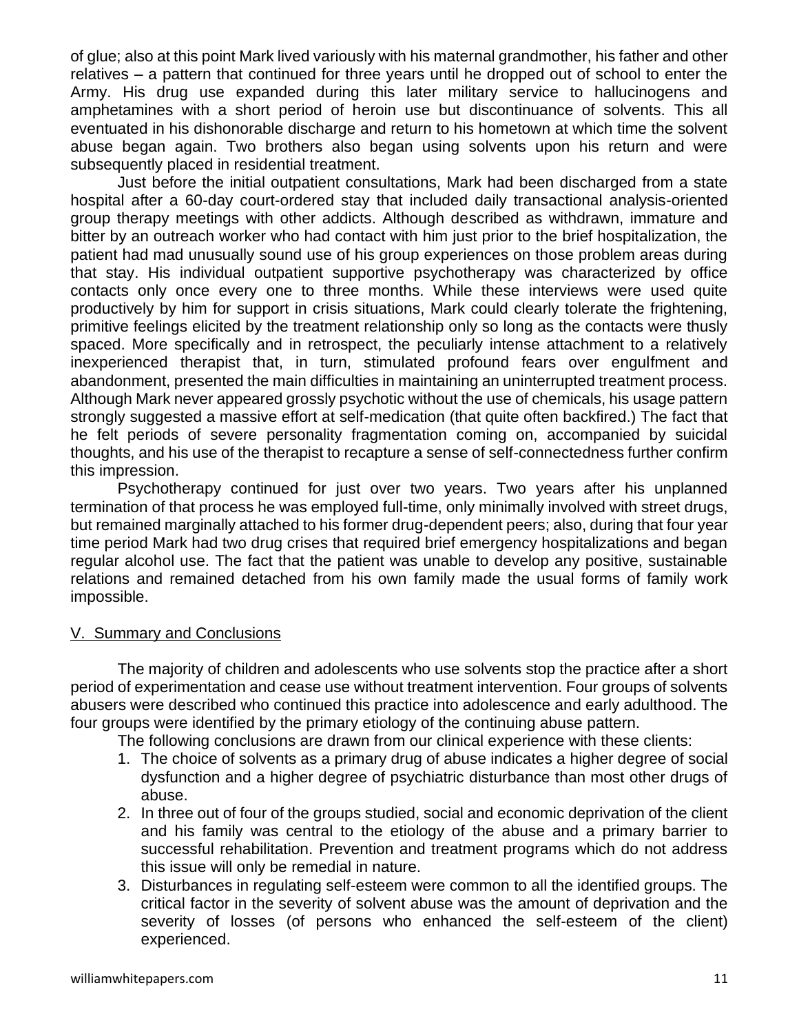of glue; also at this point Mark lived variously with his maternal grandmother, his father and other relatives – a pattern that continued for three years until he dropped out of school to enter the Army. His drug use expanded during this later military service to hallucinogens and amphetamines with a short period of heroin use but discontinuance of solvents. This all eventuated in his dishonorable discharge and return to his hometown at which time the solvent abuse began again. Two brothers also began using solvents upon his return and were subsequently placed in residential treatment.

Just before the initial outpatient consultations, Mark had been discharged from a state hospital after a 60-day court-ordered stay that included daily transactional analysis-oriented group therapy meetings with other addicts. Although described as withdrawn, immature and bitter by an outreach worker who had contact with him just prior to the brief hospitalization, the patient had mad unusually sound use of his group experiences on those problem areas during that stay. His individual outpatient supportive psychotherapy was characterized by office contacts only once every one to three months. While these interviews were used quite productively by him for support in crisis situations, Mark could clearly tolerate the frightening, primitive feelings elicited by the treatment relationship only so long as the contacts were thusly spaced. More specifically and in retrospect, the peculiarly intense attachment to a relatively inexperienced therapist that, in turn, stimulated profound fears over engulfment and abandonment, presented the main difficulties in maintaining an uninterrupted treatment process. Although Mark never appeared grossly psychotic without the use of chemicals, his usage pattern strongly suggested a massive effort at self-medication (that quite often backfired.) The fact that he felt periods of severe personality fragmentation coming on, accompanied by suicidal thoughts, and his use of the therapist to recapture a sense of self-connectedness further confirm this impression.

Psychotherapy continued for just over two years. Two years after his unplanned termination of that process he was employed full-time, only minimally involved with street drugs, but remained marginally attached to his former drug-dependent peers; also, during that four year time period Mark had two drug crises that required brief emergency hospitalizations and began regular alcohol use. The fact that the patient was unable to develop any positive, sustainable relations and remained detached from his own family made the usual forms of family work impossible.

## V. Summary and Conclusions

The majority of children and adolescents who use solvents stop the practice after a short period of experimentation and cease use without treatment intervention. Four groups of solvents abusers were described who continued this practice into adolescence and early adulthood. The four groups were identified by the primary etiology of the continuing abuse pattern.

The following conclusions are drawn from our clinical experience with these clients:

1. The choice of solvents as a primary drug of abuse indicates a higher degree of social dysfunction and a higher degree of psychiatric disturbance than most other drugs of abuse.
2. In three out of four of the groups studied, social and economic deprivation of the client and his family was central to the etiology of the abuse and a primary barrier to successful rehabilitation. Prevention and treatment programs which do not address this issue will only be remedial in nature.
3. Disturbances in regulating self-esteem were common to all the identified groups. The critical factor in the severity of solvent abuse was the amount of deprivation and the severity of losses (of persons who enhanced the self-esteem of the client) experienced.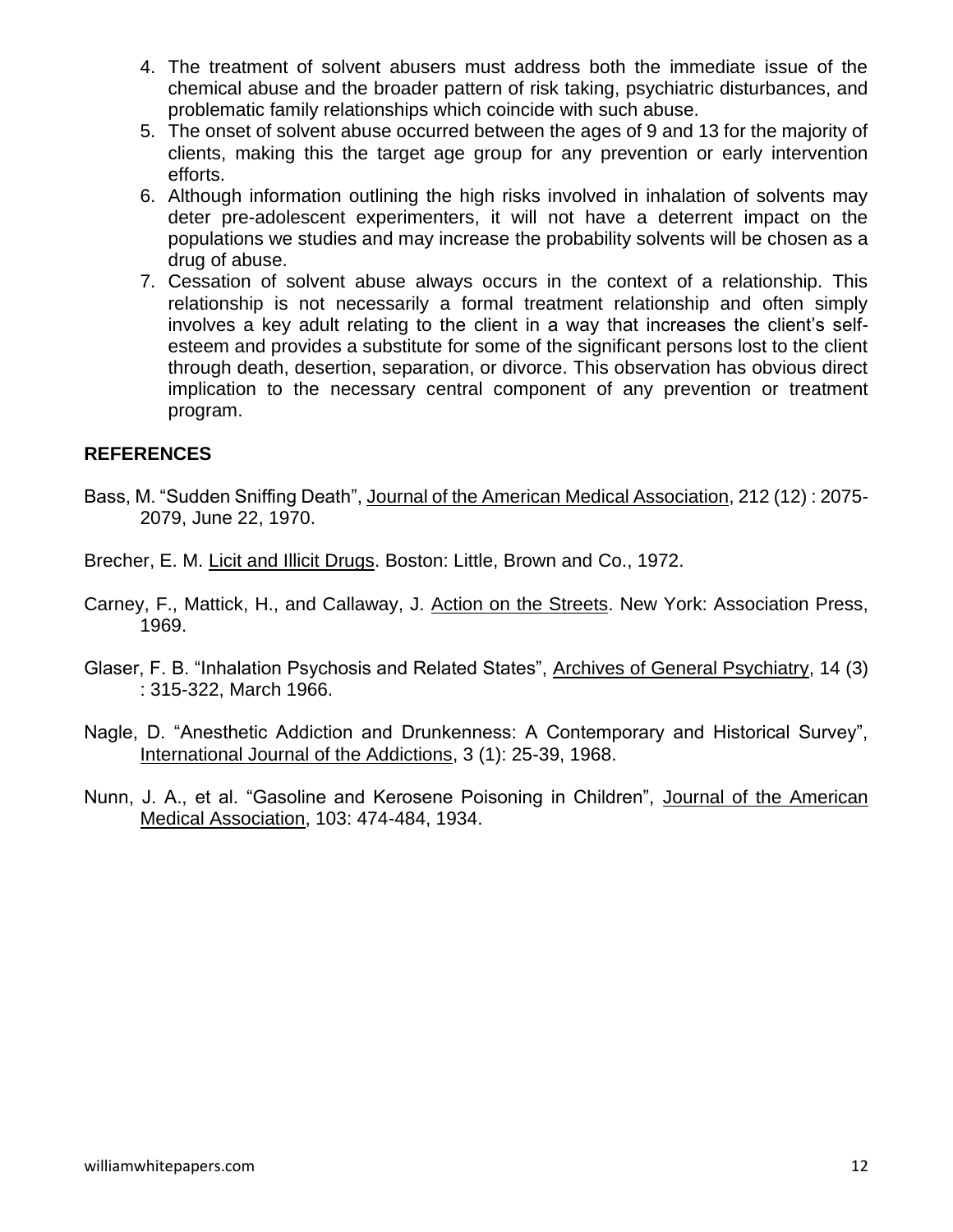4. The treatment of solvent abusers must address both the immediate issue of the chemical abuse and the broader pattern of risk taking, psychiatric disturbances, and problematic family relationships which coincide with such abuse.
5. The onset of solvent abuse occurred between the ages of 9 and 13 for the majority of clients, making this the target age group for any prevention or early intervention efforts.
6. Although information outlining the high risks involved in inhalation of solvents may deter pre-adolescent experimenters, it will not have a deterrent impact on the populations we studies and may increase the probability solvents will be chosen as a drug of abuse.
7. Cessation of solvent abuse always occurs in the context of a relationship. This relationship is not necessarily a formal treatment relationship and often simply involves a key adult relating to the client in a way that increases the client's self-esteem and provides a substitute for some of the significant persons lost to the client through death, desertion, separation, or divorce. This observation has obvious direct implication to the necessary central component of any prevention or treatment program.

## REFERENCES

Bass, M. "Sudden Sniffing Death", Journal of the American Medical Association, 212 (12) : 2075-2079, June 22, 1970.

Brecher, E. M. Licit and Illicit Drugs. Boston: Little, Brown and Co., 1972.

Carney, F., Mattick, H., and Callaway, J. Action on the Streets. New York: Association Press, 1969.

Glaser, F. B. "Inhalation Psychosis and Related States", Archives of General Psychiatry, 14 (3) : 315-322, March 1966.

Nagle, D. "Anesthetic Addiction and Drunkenness: A Contemporary and Historical Survey", International Journal of the Addictions, 3 (1): 25-39, 1968.

Nunn, J. A., et al. "Gasoline and Kerosene Poisoning in Children", Journal of the American Medical Association, 103: 474-484, 1934.